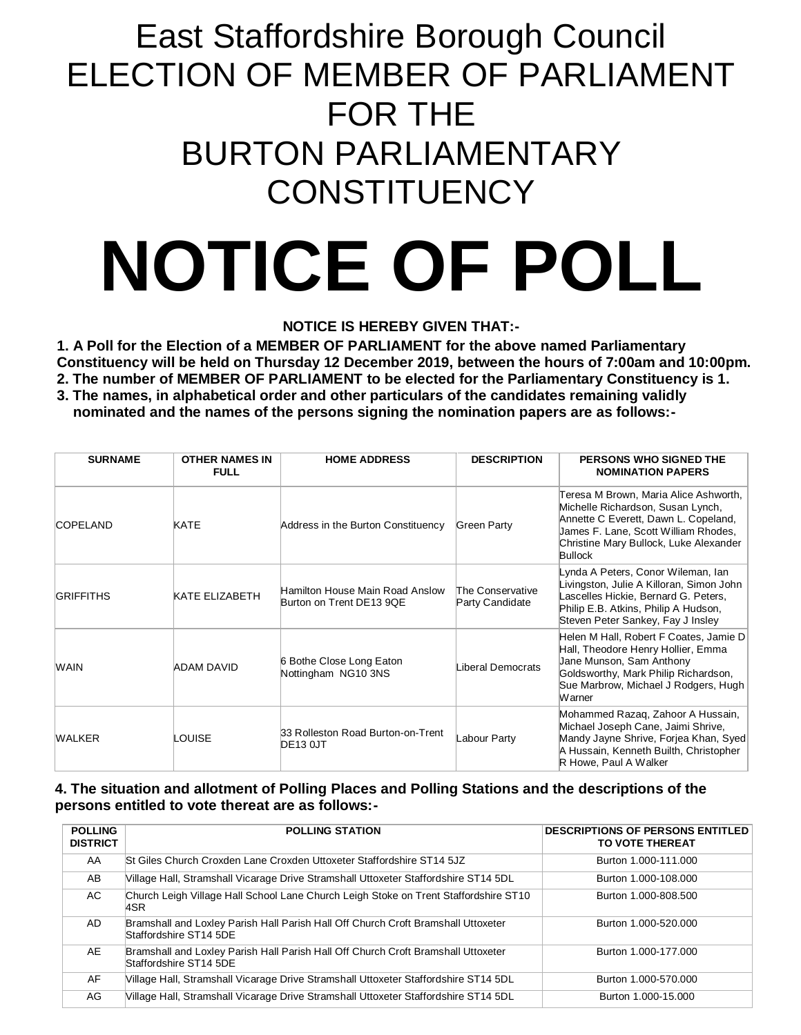# East Staffordshire Borough Council
# ELECTION OF MEMBER OF PARLIAMENT FOR THE BURTON PARLIAMENTARY CONSTITUENCY

# NOTICE OF POLL

**NOTICE IS HEREBY GIVEN THAT:-**

**1. A Poll for the Election of a MEMBER OF PARLIAMENT for the above named Parliamentary Constituency will be held on Thursday 12 December 2019, between the hours of 7:00am and 10:00pm.**

**2. The number of MEMBER OF PARLIAMENT to be elected for the Parliamentary Constituency is 1.**

**3. The names, in alphabetical order and other particulars of the candidates remaining validly nominated and the names of the persons signing the nomination papers are as follows:-**

| SURNAME | OTHER NAMES IN FULL | HOME ADDRESS | DESCRIPTION | PERSONS WHO SIGNED THE NOMINATION PAPERS |
|---|---|---|---|---|
| COPELAND | KATE | Address in the Burton Constituency | Green Party | Teresa M Brown, Maria Alice Ashworth, Michelle Richardson, Susan Lynch, Annette C Everett, Dawn L. Copeland, James F. Lane, Scott William Rhodes, Christine Mary Bullock, Luke Alexander Bullock |
| GRIFFITHS | KATE ELIZABETH | Hamilton House Main Road Anslow Burton on Trent DE13 9QE | The Conservative Party Candidate | Lynda A Peters, Conor Wileman, Ian Livingston, Julie A Killoran, Simon John Lascelles Hickie, Bernard G. Peters, Philip E.B. Atkins, Philip A Hudson, Steven Peter Sankey, Fay J Insley |
| WAIN | ADAM DAVID | 6 Bothe Close Long Eaton Nottingham NG10 3NS | Liberal Democrats | Helen M Hall, Robert F Coates, Jamie D Hall, Theodore Henry Hollier, Emma Jane Munson, Sam Anthony Goldsworthy, Mark Philip Richardson, Sue Marbrow, Michael J Rodgers, Hugh Warner |
| WALKER | LOUISE | 33 Rolleston Road Burton-on-Trent DE13 0JT | Labour Party | Mohammed Razaq, Zahoor A Hussain, Michael Joseph Cane, Jaimi Shrive, Mandy Jayne Shrive, Forjea Khan, Syed A Hussain, Kenneth Builth, Christopher R Howe, Paul A Walker |

**4. The situation and allotment of Polling Places and Polling Stations and the descriptions of the persons entitled to vote thereat are as follows:-**

| POLLING DISTRICT | POLLING STATION | DESCRIPTIONS OF PERSONS ENTITLED TO VOTE THEREAT |
|---|---|---|
| AA | St Giles Church Croxden Lane Croxden Uttoxeter Staffordshire ST14 5JZ | Burton 1.000-111.000 |
| AB | Village Hall, Stramshall Vicarage Drive Stramshall Uttoxeter Staffordshire ST14 5DL | Burton 1.000-108.000 |
| AC | Church Leigh Village Hall School Lane Church Leigh Stoke on Trent Staffordshire ST10 4SR | Burton 1.000-808.500 |
| AD | Bramshall and Loxley Parish Hall Parish Hall Off Church Croft Bramshall Uttoxeter Staffordshire ST14 5DE | Burton 1.000-520.000 |
| AE | Bramshall and Loxley Parish Hall Parish Hall Off Church Croft Bramshall Uttoxeter Staffordshire ST14 5DE | Burton 1.000-177.000 |
| AF | Village Hall, Stramshall Vicarage Drive Stramshall Uttoxeter Staffordshire ST14 5DL | Burton 1.000-570.000 |
| AG | Village Hall, Stramshall Vicarage Drive Stramshall Uttoxeter Staffordshire ST14 5DL | Burton 1.000-15.000 |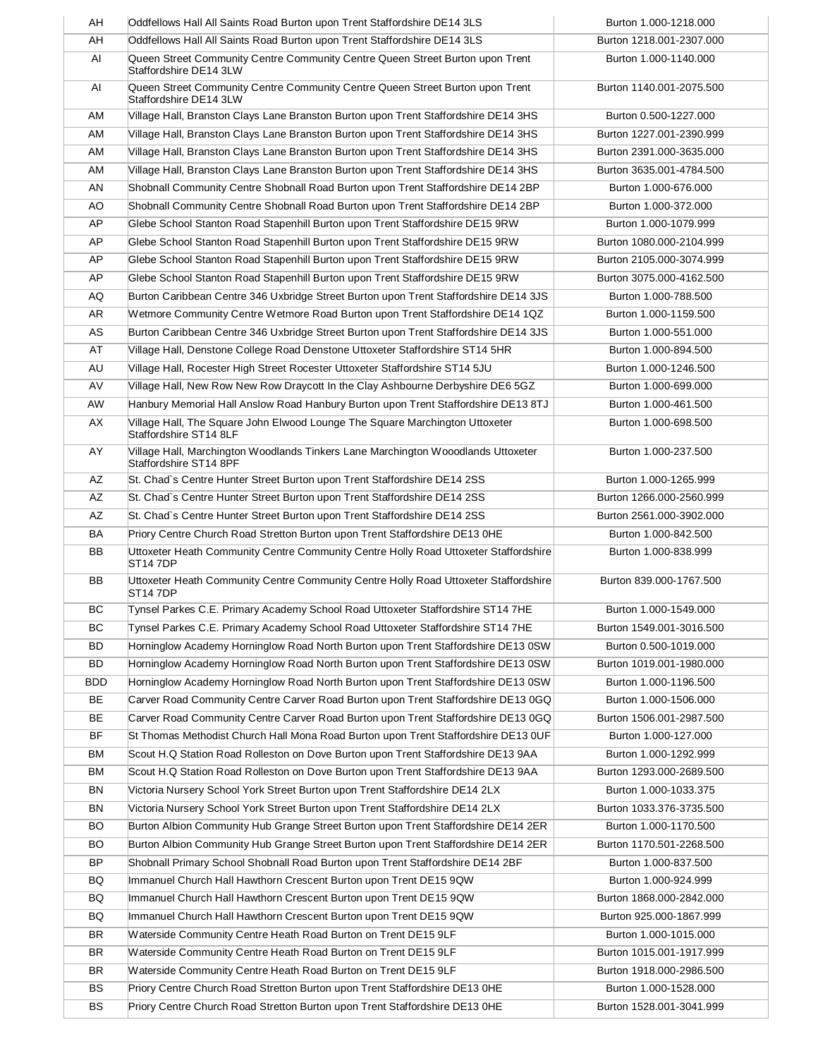| | | |
|---|---|---|
| AH | Oddfellows Hall All Saints Road Burton upon Trent Staffordshire DE14 3LS | Burton 1.000-1218.000 |
| AH | Oddfellows Hall All Saints Road Burton upon Trent Staffordshire DE14 3LS | Burton 1218.001-2307.000 |
| AI | Queen Street Community Centre Community Centre Queen Street Burton upon Trent Staffordshire DE14 3LW | Burton 1.000-1140.000 |
| AI | Queen Street Community Centre Community Centre Queen Street Burton upon Trent Staffordshire DE14 3LW | Burton 1140.001-2075.500 |
| AM | Village Hall, Branston Clays Lane Branston Burton upon Trent Staffordshire DE14 3HS | Burton 0.500-1227.000 |
| AM | Village Hall, Branston Clays Lane Branston Burton upon Trent Staffordshire DE14 3HS | Burton 1227.001-2390.999 |
| AM | Village Hall, Branston Clays Lane Branston Burton upon Trent Staffordshire DE14 3HS | Burton 2391.000-3635.000 |
| AM | Village Hall, Branston Clays Lane Branston Burton upon Trent Staffordshire DE14 3HS | Burton 3635.001-4784.500 |
| AN | Shobnall Community Centre Shobnall Road Burton upon Trent Staffordshire DE14 2BP | Burton 1.000-676.000 |
| AO | Shobnall Community Centre Shobnall Road Burton upon Trent Staffordshire DE14 2BP | Burton 1.000-372.000 |
| AP | Glebe School Stanton Road Stapenhill Burton upon Trent Staffordshire DE15 9RW | Burton 1.000-1079.999 |
| AP | Glebe School Stanton Road Stapenhill Burton upon Trent Staffordshire DE15 9RW | Burton 1080.000-2104.999 |
| AP | Glebe School Stanton Road Stapenhill Burton upon Trent Staffordshire DE15 9RW | Burton 2105.000-3074.999 |
| AP | Glebe School Stanton Road Stapenhill Burton upon Trent Staffordshire DE15 9RW | Burton 3075.000-4162.500 |
| AQ | Burton Caribbean Centre 346 Uxbridge Street Burton upon Trent Staffordshire DE14 3JS | Burton 1.000-788.500 |
| AR | Wetmore Community Centre Wetmore Road Burton upon Trent Staffordshire DE14 1QZ | Burton 1.000-1159.500 |
| AS | Burton Caribbean Centre 346 Uxbridge Street Burton upon Trent Staffordshire DE14 3JS | Burton 1.000-551.000 |
| AT | Village Hall, Denstone College Road Denstone Uttoxeter Staffordshire ST14 5HR | Burton 1.000-894.500 |
| AU | Village Hall, Rocester High Street Rocester Uttoxeter Staffordshire ST14 5JU | Burton 1.000-1246.500 |
| AV | Village Hall, New Row New Row Draycott In the Clay Ashbourne Derbyshire DE6 5GZ | Burton 1.000-699.000 |
| AW | Hanbury Memorial Hall Anslow Road Hanbury Burton upon Trent Staffordshire DE13 8TJ | Burton 1.000-461.500 |
| AX | Village Hall, The Square John Elwood Lounge The Square Marchington Uttoxeter Staffordshire ST14 8LF | Burton 1.000-698.500 |
| AY | Village Hall, Marchington Woodlands Tinkers Lane Marchington Wooodlands Uttoxeter Staffordshire ST14 8PF | Burton 1.000-237.500 |
| AZ | St. Chad`s Centre Hunter Street Burton upon Trent Staffordshire DE14 2SS | Burton 1.000-1265.999 |
| AZ | St. Chad`s Centre Hunter Street Burton upon Trent Staffordshire DE14 2SS | Burton 1266.000-2560.999 |
| AZ | St. Chad`s Centre Hunter Street Burton upon Trent Staffordshire DE14 2SS | Burton 2561.000-3902.000 |
| BA | Priory Centre Church Road Stretton Burton upon Trent Staffordshire DE13 0HE | Burton 1.000-842.500 |
| BB | Uttoxeter Heath Community Centre Community Centre Holly Road Uttoxeter Staffordshire ST14 7DP | Burton 1.000-838.999 |
| BB | Uttoxeter Heath Community Centre Community Centre Holly Road Uttoxeter Staffordshire ST14 7DP | Burton 839.000-1767.500 |
| BC | Tynsel Parkes C.E. Primary Academy School Road Uttoxeter Staffordshire ST14 7HE | Burton 1.000-1549.000 |
| BC | Tynsel Parkes C.E. Primary Academy School Road Uttoxeter Staffordshire ST14 7HE | Burton 1549.001-3016.500 |
| BD | Horninglow Academy Horninglow Road North Burton upon Trent Staffordshire DE13 0SW | Burton 0.500-1019.000 |
| BD | Horninglow Academy Horninglow Road North Burton upon Trent Staffordshire DE13 0SW | Burton 1019.001-1980.000 |
| BDD | Horninglow Academy Horninglow Road North Burton upon Trent Staffordshire DE13 0SW | Burton 1.000-1196.500 |
| BE | Carver Road Community Centre Carver Road Burton upon Trent Staffordshire DE13 0GQ | Burton 1.000-1506.000 |
| BE | Carver Road Community Centre Carver Road Burton upon Trent Staffordshire DE13 0GQ | Burton 1506.001-2987.500 |
| BF | St Thomas Methodist Church Hall Mona Road Burton upon Trent Staffordshire DE13 0UF | Burton 1.000-127.000 |
| BM | Scout H.Q Station Road Rolleston on Dove Burton upon Trent Staffordshire DE13 9AA | Burton 1.000-1292.999 |
| BM | Scout H.Q Station Road Rolleston on Dove Burton upon Trent Staffordshire DE13 9AA | Burton 1293.000-2689.500 |
| BN | Victoria Nursery School York Street Burton upon Trent Staffordshire DE14 2LX | Burton 1.000-1033.375 |
| BN | Victoria Nursery School York Street Burton upon Trent Staffordshire DE14 2LX | Burton 1033.376-3735.500 |
| BO | Burton Albion Community Hub Grange Street Burton upon Trent Staffordshire DE14 2ER | Burton 1.000-1170.500 |
| BO | Burton Albion Community Hub Grange Street Burton upon Trent Staffordshire DE14 2ER | Burton 1170.501-2268.500 |
| BP | Shobnall Primary School Shobnall Road Burton upon Trent Staffordshire DE14 2BF | Burton 1.000-837.500 |
| BQ | Immanuel Church Hall Hawthorn Crescent Burton upon Trent DE15 9QW | Burton 1.000-924.999 |
| BQ | Immanuel Church Hall Hawthorn Crescent Burton upon Trent DE15 9QW | Burton 1868.000-2842.000 |
| BQ | Immanuel Church Hall Hawthorn Crescent Burton upon Trent DE15 9QW | Burton 925.000-1867.999 |
| BR | Waterside Community Centre Heath Road Burton on Trent DE15 9LF | Burton 1.000-1015.000 |
| BR | Waterside Community Centre Heath Road Burton on Trent DE15 9LF | Burton 1015.001-1917.999 |
| BR | Waterside Community Centre Heath Road Burton on Trent DE15 9LF | Burton 1918.000-2986.500 |
| BS | Priory Centre Church Road Stretton Burton upon Trent Staffordshire DE13 0HE | Burton 1.000-1528.000 |
| BS | Priory Centre Church Road Stretton Burton upon Trent Staffordshire DE13 0HE | Burton 1528.001-3041.999 |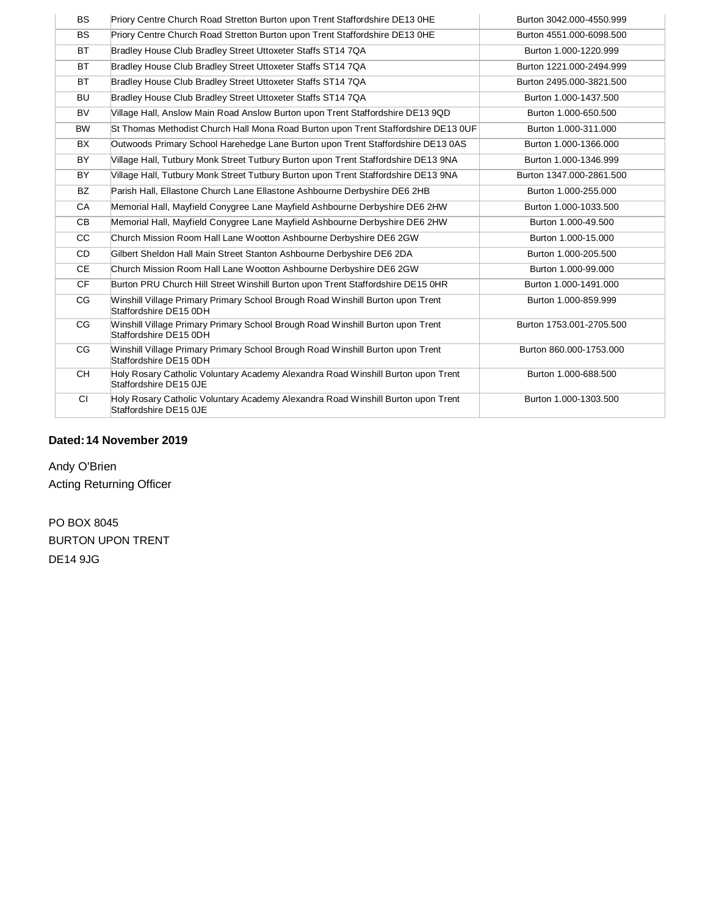| | | |
|---|---|---|
| BS | Priory Centre Church Road Stretton Burton upon Trent Staffordshire DE13 0HE | Burton 3042.000-4550.999 |
| BS | Priory Centre Church Road Stretton Burton upon Trent Staffordshire DE13 0HE | Burton 4551.000-6098.500 |
| BT | Bradley House Club Bradley Street Uttoxeter Staffs ST14 7QA | Burton 1.000-1220.999 |
| BT | Bradley House Club Bradley Street Uttoxeter Staffs ST14 7QA | Burton 1221.000-2494.999 |
| BT | Bradley House Club Bradley Street Uttoxeter Staffs ST14 7QA | Burton 2495.000-3821.500 |
| BU | Bradley House Club Bradley Street Uttoxeter Staffs ST14 7QA | Burton 1.000-1437.500 |
| BV | Village Hall, Anslow Main Road Anslow Burton upon Trent Staffordshire DE13 9QD | Burton 1.000-650.500 |
| BW | St Thomas Methodist Church Hall Mona Road Burton upon Trent Staffordshire DE13 0UF | Burton 1.000-311.000 |
| BX | Outwoods Primary School Harehedge Lane Burton upon Trent Staffordshire DE13 0AS | Burton 1.000-1366.000 |
| BY | Village Hall, Tutbury Monk Street Tutbury Burton upon Trent Staffordshire DE13 9NA | Burton 1.000-1346.999 |
| BY | Village Hall, Tutbury Monk Street Tutbury Burton upon Trent Staffordshire DE13 9NA | Burton 1347.000-2861.500 |
| BZ | Parish Hall, Ellastone Church Lane Ellastone Ashbourne Derbyshire DE6 2HB | Burton 1.000-255.000 |
| CA | Memorial Hall, Mayfield Conygree Lane Mayfield Ashbourne Derbyshire DE6 2HW | Burton 1.000-1033.500 |
| CB | Memorial Hall, Mayfield Conygree Lane Mayfield Ashbourne Derbyshire DE6 2HW | Burton 1.000-49.500 |
| CC | Church Mission Room Hall Lane Wootton Ashbourne Derbyshire DE6 2GW | Burton 1.000-15.000 |
| CD | Gilbert Sheldon Hall Main Street Stanton Ashbourne Derbyshire DE6 2DA | Burton 1.000-205.500 |
| CE | Church Mission Room Hall Lane Wootton Ashbourne Derbyshire DE6 2GW | Burton 1.000-99.000 |
| CF | Burton PRU Church Hill Street Winshill Burton upon Trent Staffordshire DE15 0HR | Burton 1.000-1491.000 |
| CG | Winshill Village Primary Primary School Brough Road Winshill Burton upon Trent Staffordshire DE15 0DH | Burton 1.000-859.999 |
| CG | Winshill Village Primary Primary School Brough Road Winshill Burton upon Trent Staffordshire DE15 0DH | Burton 1753.001-2705.500 |
| CG | Winshill Village Primary Primary School Brough Road Winshill Burton upon Trent Staffordshire DE15 0DH | Burton 860.000-1753.000 |
| CH | Holy Rosary Catholic Voluntary Academy Alexandra Road Winshill Burton upon Trent Staffordshire DE15 0JE | Burton 1.000-688.500 |
| CI | Holy Rosary Catholic Voluntary Academy Alexandra Road Winshill Burton upon Trent Staffordshire DE15 0JE | Burton 1.000-1303.500 |

**Dated: 14 November 2019**

Andy O'Brien
Acting Returning Officer

PO BOX 8045
BURTON UPON TRENT
DE14 9JG